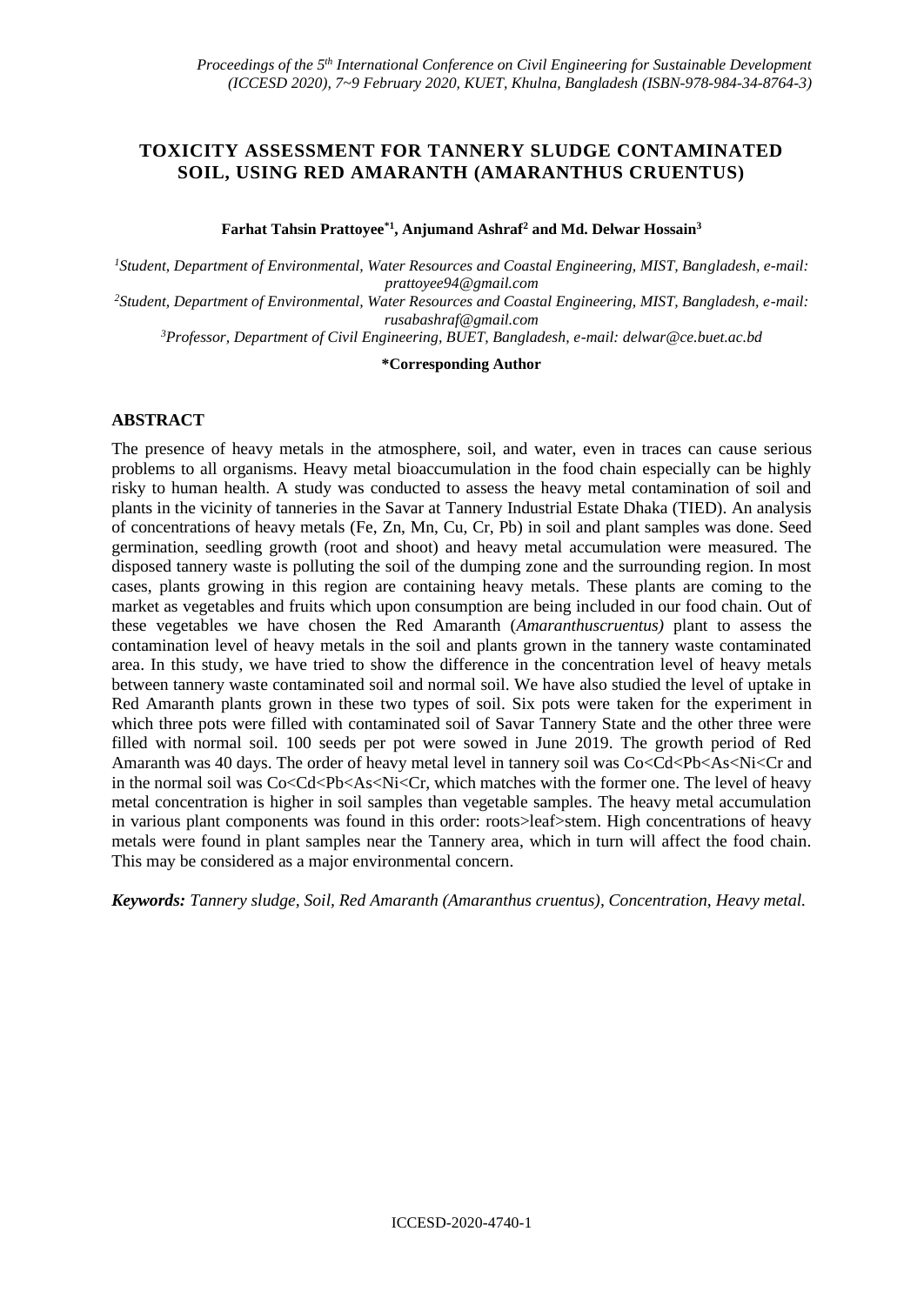# TOXICITY ASSESSMENT FOR TANNERY SLUDGE CONTAMINATED SOIL, USING RED AMARANTH (AMARANTHUS CRUENTUS)

**Farhat Tahsin Prattoyee*[1], Anjumand Ashraf[2] and Md. Delwar Hossain[3]**

*[1]Student, Department of Environmental, Water Resources and Coastal Engineering, MIST, Bangladesh, e-mail: prattoyee94@gmail.com*

*[2]Student, Department of Environmental, Water Resources and Coastal Engineering, MIST, Bangladesh, e-mail: rusabashraf@gmail.com*

*[3]Professor, Department of Civil Engineering, BUET, Bangladesh, e-mail: delwar@ce.buet.ac.bd*

**\*Corresponding Author**

## ABSTRACT

The presence of heavy metals in the atmosphere, soil, and water, even in traces can cause serious problems to all organisms. Heavy metal bioaccumulation in the food chain especially can be highly risky to human health. A study was conducted to assess the heavy metal contamination of soil and plants in the vicinity of tanneries in the Savar at Tannery Industrial Estate Dhaka (TIED). An analysis of concentrations of heavy metals (Fe, Zn, Mn, Cu, Cr, Pb) in soil and plant samples was done. Seed germination, seedling growth (root and shoot) and heavy metal accumulation were measured. The disposed tannery waste is polluting the soil of the dumping zone and the surrounding region. In most cases, plants growing in this region are containing heavy metals. These plants are coming to the market as vegetables and fruits which upon consumption are being included in our food chain. Out of these vegetables we have chosen the Red Amaranth (*Amaranthuscruentus)* plant to assess the contamination level of heavy metals in the soil and plants grown in the tannery waste contaminated area. In this study, we have tried to show the difference in the concentration level of heavy metals between tannery waste contaminated soil and normal soil. We have also studied the level of uptake in Red Amaranth plants grown in these two types of soil. Six pots were taken for the experiment in which three pots were filled with contaminated soil of Savar Tannery State and the other three were filled with normal soil. 100 seeds per pot were sowed in June 2019. The growth period of Red Amaranth was 40 days. The order of heavy metal level in tannery soil was Co<Cd<Pb<As<Ni<Cr and in the normal soil was Co<Cd<Pb<As<Ni<Cr, which matches with the former one. The level of heavy metal concentration is higher in soil samples than vegetable samples. The heavy metal accumulation in various plant components was found in this order: roots>leaf>stem. High concentrations of heavy metals were found in plant samples near the Tannery area, which in turn will affect the food chain. This may be considered as a major environmental concern.

***Keywords:** Tannery sludge, Soil, Red Amaranth (Amaranthus cruentus), Concentration, Heavy metal.*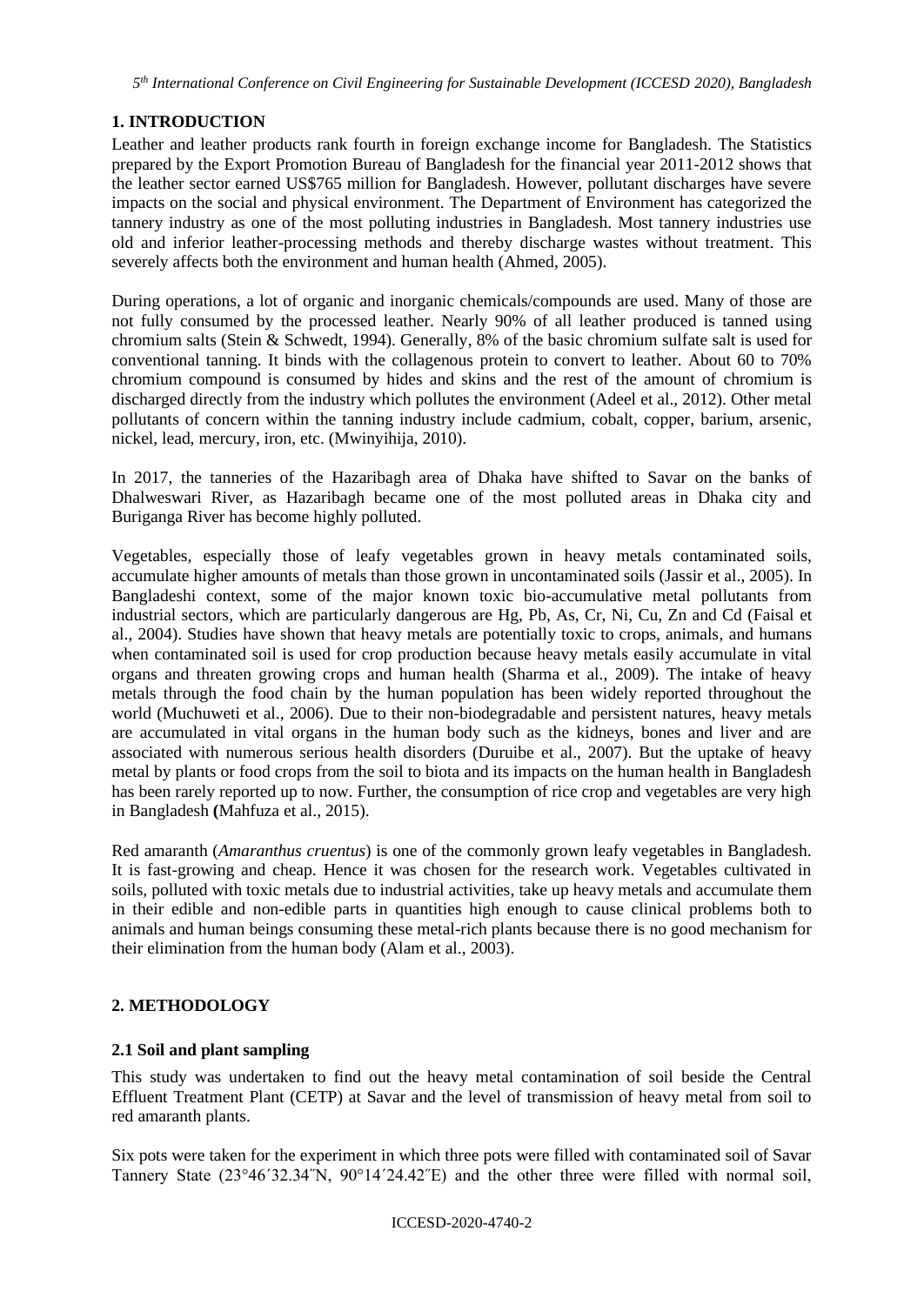## 1. INTRODUCTION

Leather and leather products rank fourth in foreign exchange income for Bangladesh. The Statistics prepared by the Export Promotion Bureau of Bangladesh for the financial year 2011-2012 shows that the leather sector earned US$765 million for Bangladesh. However, pollutant discharges have severe impacts on the social and physical environment. The Department of Environment has categorized the tannery industry as one of the most polluting industries in Bangladesh. Most tannery industries use old and inferior leather-processing methods and thereby discharge wastes without treatment. This severely affects both the environment and human health (Ahmed, 2005).

During operations, a lot of organic and inorganic chemicals/compounds are used. Many of those are not fully consumed by the processed leather. Nearly 90% of all leather produced is tanned using chromium salts (Stein & Schwedt, 1994). Generally, 8% of the basic chromium sulfate salt is used for conventional tanning. It binds with the collagenous protein to convert to leather. About 60 to 70% chromium compound is consumed by hides and skins and the rest of the amount of chromium is discharged directly from the industry which pollutes the environment (Adeel et al., 2012). Other metal pollutants of concern within the tanning industry include cadmium, cobalt, copper, barium, arsenic, nickel, lead, mercury, iron, etc. (Mwinyihija, 2010).

In 2017, the tanneries of the Hazaribagh area of Dhaka have shifted to Savar on the banks of Dhalweswari River, as Hazaribagh became one of the most polluted areas in Dhaka city and Buriganga River has become highly polluted.

Vegetables, especially those of leafy vegetables grown in heavy metals contaminated soils, accumulate higher amounts of metals than those grown in uncontaminated soils (Jassir et al., 2005). In Bangladeshi context, some of the major known toxic bio-accumulative metal pollutants from industrial sectors, which are particularly dangerous are Hg, Pb, As, Cr, Ni, Cu, Zn and Cd (Faisal et al., 2004). Studies have shown that heavy metals are potentially toxic to crops, animals, and humans when contaminated soil is used for crop production because heavy metals easily accumulate in vital organs and threaten growing crops and human health (Sharma et al., 2009). The intake of heavy metals through the food chain by the human population has been widely reported throughout the world (Muchuweti et al., 2006). Due to their non-biodegradable and persistent natures, heavy metals are accumulated in vital organs in the human body such as the kidneys, bones and liver and are associated with numerous serious health disorders (Duruibe et al., 2007). But the uptake of heavy metal by plants or food crops from the soil to biota and its impacts on the human health in Bangladesh has been rarely reported up to now. Further, the consumption of rice crop and vegetables are very high in Bangladesh **(**Mahfuza et al., 2015).

Red amaranth (*Amaranthus cruentus*) is one of the commonly grown leafy vegetables in Bangladesh. It is fast-growing and cheap. Hence it was chosen for the research work. Vegetables cultivated in soils, polluted with toxic metals due to industrial activities, take up heavy metals and accumulate them in their edible and non-edible parts in quantities high enough to cause clinical problems both to animals and human beings consuming these metal-rich plants because there is no good mechanism for their elimination from the human body (Alam et al., 2003).

## 2. METHODOLOGY

### 2.1 Soil and plant sampling

This study was undertaken to find out the heavy metal contamination of soil beside the Central Effluent Treatment Plant (CETP) at Savar and the level of transmission of heavy metal from soil to red amaranth plants.

Six pots were taken for the experiment in which three pots were filled with contaminated soil of Savar Tannery State (23°46´32.34″N, 90°14´24.42″E) and the other three were filled with normal soil,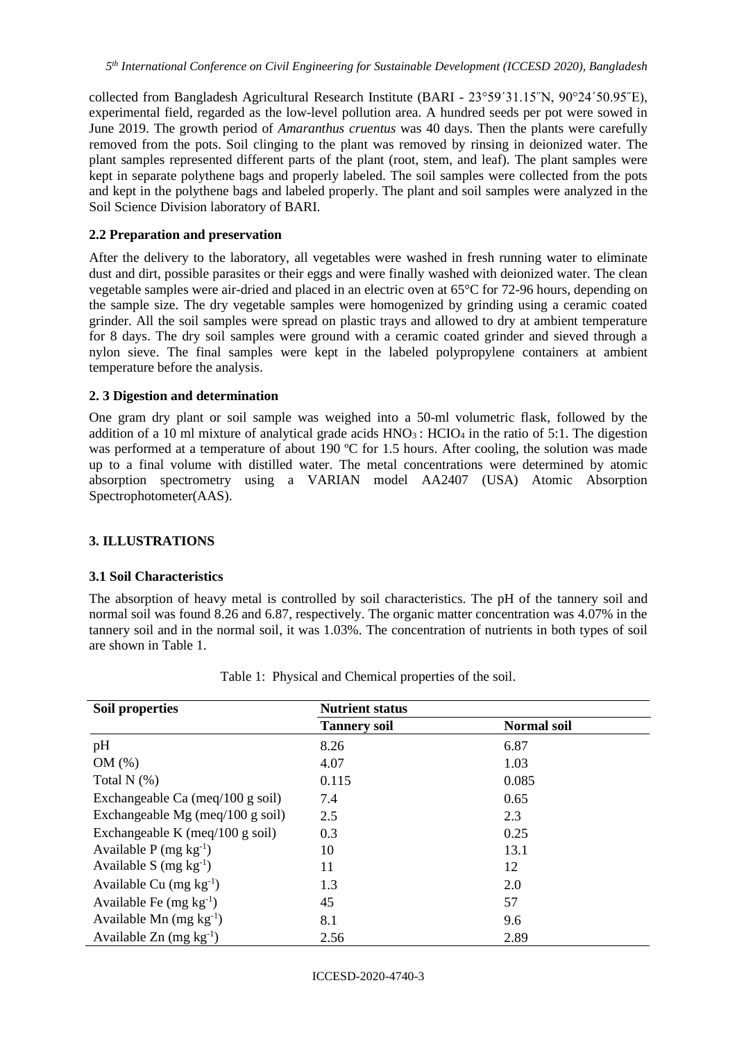collected from Bangladesh Agricultural Research Institute (BARI - 23°59′31.15″N, 90°24′50.95″E), experimental field, regarded as the low-level pollution area. A hundred seeds per pot were sowed in June 2019. The growth period of *Amaranthus cruentus* was 40 days. Then the plants were carefully removed from the pots. Soil clinging to the plant was removed by rinsing in deionized water. The plant samples represented different parts of the plant (root, stem, and leaf). The plant samples were kept in separate polythene bags and properly labeled. The soil samples were collected from the pots and kept in the polythene bags and labeled properly. The plant and soil samples were analyzed in the Soil Science Division laboratory of BARI.

### 2.2 Preparation and preservation

After the delivery to the laboratory, all vegetables were washed in fresh running water to eliminate dust and dirt, possible parasites or their eggs and were finally washed with deionized water. The clean vegetable samples were air-dried and placed in an electric oven at 65°C for 72-96 hours, depending on the sample size. The dry vegetable samples were homogenized by grinding using a ceramic coated grinder. All the soil samples were spread on plastic trays and allowed to dry at ambient temperature for 8 days. The dry soil samples were ground with a ceramic coated grinder and sieved through a nylon sieve. The final samples were kept in the labeled polypropylene containers at ambient temperature before the analysis.

### 2. 3 Digestion and determination

One gram dry plant or soil sample was weighed into a 50-ml volumetric flask, followed by the addition of a 10 ml mixture of analytical grade acids $HNO_3$ : $HClO_4$ in the ratio of 5:1. The digestion was performed at a temperature of about 190 ºC for 1.5 hours. After cooling, the solution was made up to a final volume with distilled water. The metal concentrations were determined by atomic absorption spectrometry using a VARIAN model AA2407 (USA) Atomic Absorption Spectrophotometer(AAS).

## 3. ILLUSTRATIONS

### 3.1 Soil Characteristics

The absorption of heavy metal is controlled by soil characteristics. The pH of the tannery soil and normal soil was found 8.26 and 6.87, respectively. The organic matter concentration was 4.07% in the tannery soil and in the normal soil, it was 1.03%. The concentration of nutrients in both types of soil are shown in Table 1.

Table 1: Physical and Chemical properties of the soil.

| Soil properties | Nutrient status | |
|---|---|---|
| | **Tannery soil** | **Normal soil** |
| pH | 8.26 | 6.87 |
| OM (%) | 4.07 | 1.03 |
| Total N (%) | 0.115 | 0.085 |
| Exchangeable Ca (meq/100 g soil) | 7.4 | 0.65 |
| Exchangeable Mg (meq/100 g soil) | 2.5 | 2.3 |
| Exchangeable K (meq/100 g soil) | 0.3 | 0.25 |
| Available P (mg $kg^{-1}$) | 10 | 13.1 |
| Available S (mg $kg^{-1}$) | 11 | 12 |
| Available Cu (mg $kg^{-1}$) | 1.3 | 2.0 |
| Available Fe (mg $kg^{-1}$) | 45 | 57 |
| Available Mn (mg $kg^{-1}$) | 8.1 | 9.6 |
| Available Zn (mg $kg^{-1}$) | 2.56 | 2.89 |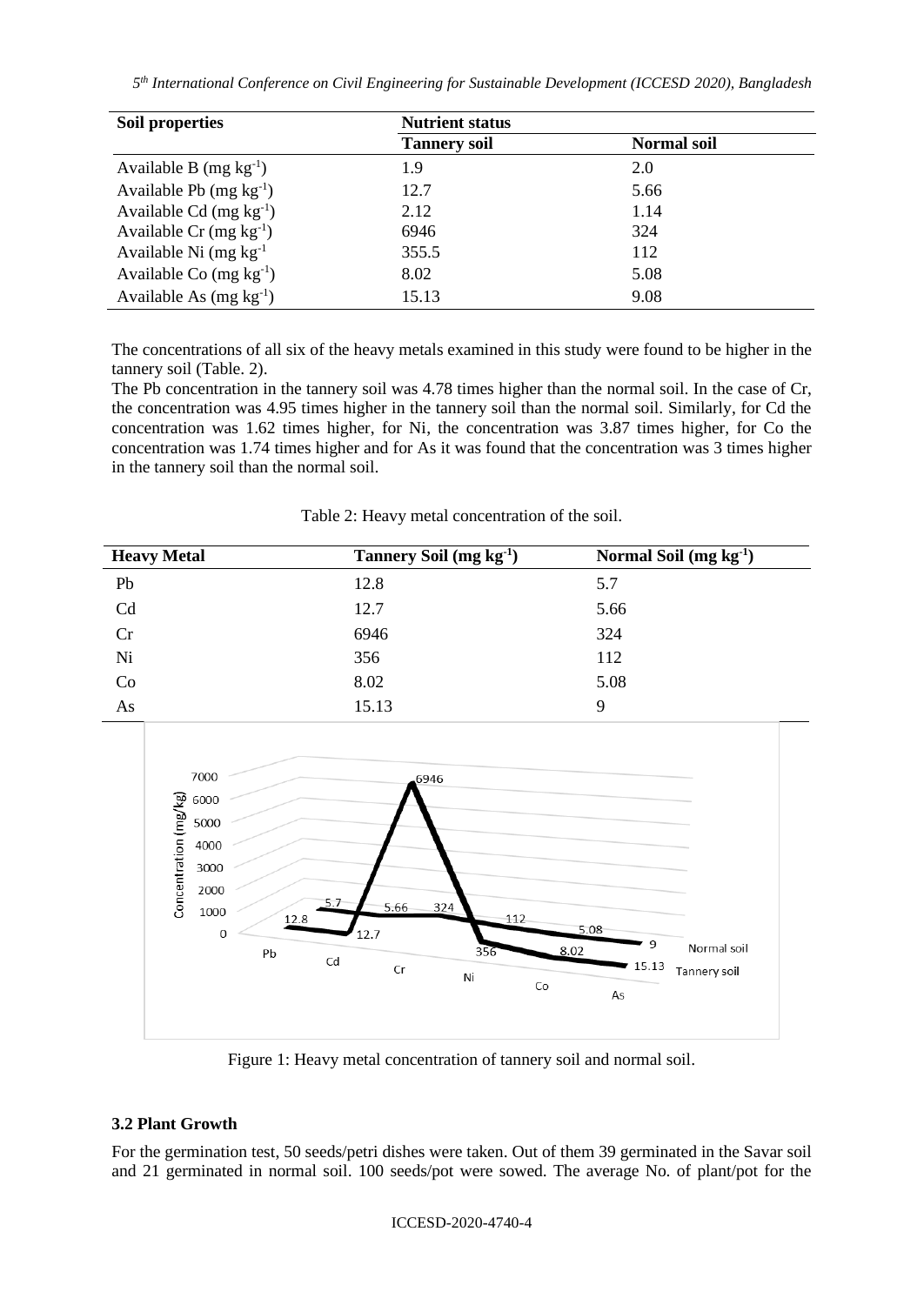| Soil properties | Nutrient status | |
|---|---|---|
| | **Tannery soil** | **Normal soil** |
| Available B (mg $kg^{-1}$) | 1.9 | 2.0 |
| Available Pb (mg $kg^{-1}$) | 12.7 | 5.66 |
| Available Cd (mg $kg^{-1}$) | 2.12 | 1.14 |
| Available Cr (mg $kg^{-1}$) | 6946 | 324 |
| Available Ni (mg $kg^{-1}$ | 355.5 | 112 |
| Available Co (mg $kg^{-1}$) | 8.02 | 5.08 |
| Available As (mg $kg^{-1}$) | 15.13 | 9.08 |

The concentrations of all six of the heavy metals examined in this study were found to be higher in the tannery soil (Table. 2).

The Pb concentration in the tannery soil was 4.78 times higher than the normal soil. In the case of Cr, the concentration was 4.95 times higher in the tannery soil than the normal soil. Similarly, for Cd the concentration was 1.62 times higher, for Ni, the concentration was 3.87 times higher, for Co the concentration was 1.74 times higher and for As it was found that the concentration was 3 times higher in the tannery soil than the normal soil.

Table 2: Heavy metal concentration of the soil.

| Heavy Metal | Tannery Soil (mg $kg^{-1}$) | Normal Soil (mg $kg^{-1}$) |
|---|---|---|
| Pb | 12.8 | 5.7 |
| Cd | 12.7 | 5.66 |
| Cr | 6946 | 324 |
| Ni | 356 | 112 |
| Co | 8.02 | 5.08 |
| As | 15.13 | 9 |

Figure 1: Heavy metal concentration of tannery soil and normal soil.

### 3.2 Plant Growth

For the germination test, 50 seeds/petri dishes were taken. Out of them 39 germinated in the Savar soil and 21 germinated in normal soil. 100 seeds/pot were sowed. The average No. of plant/pot for the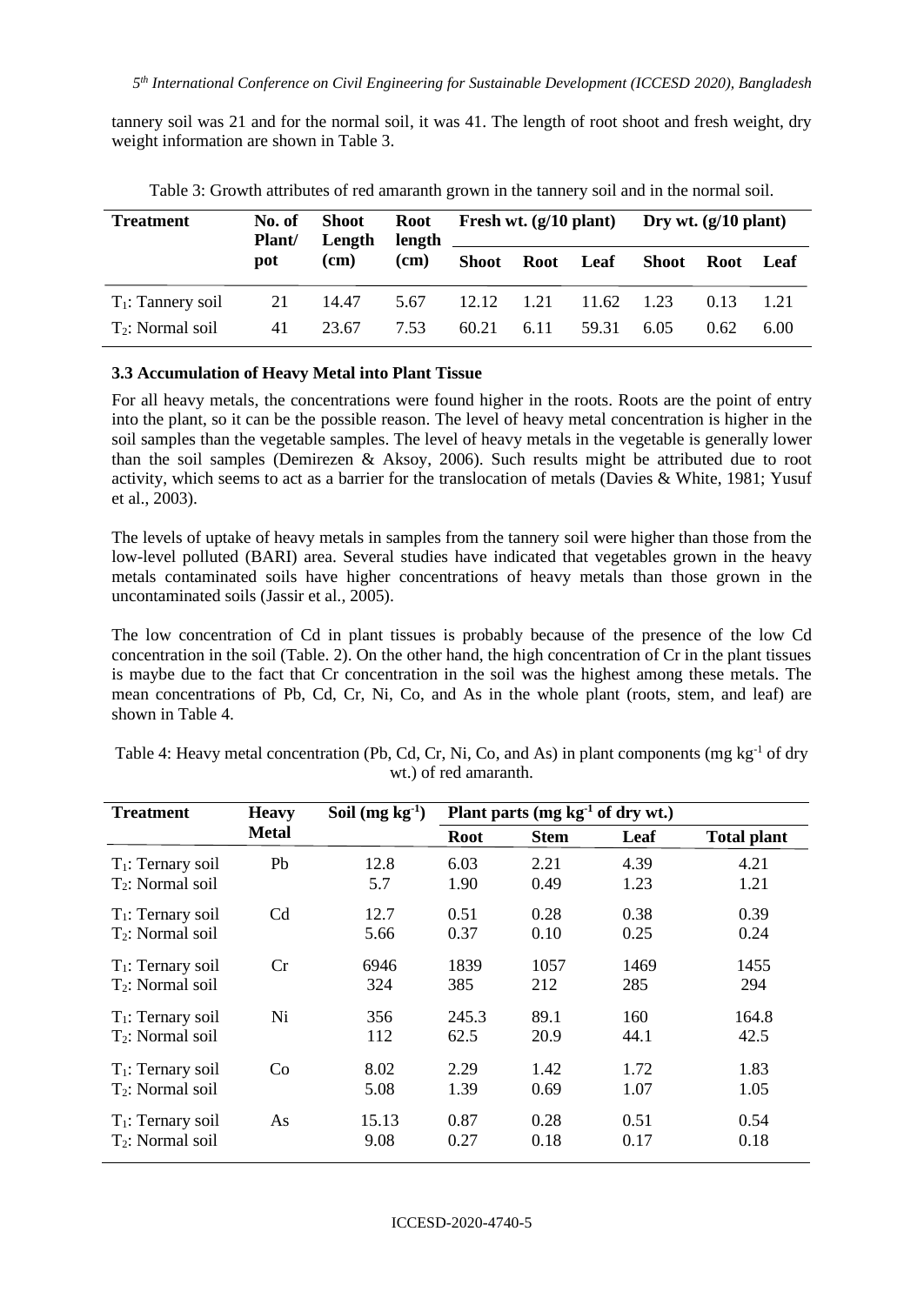tannery soil was 21 and for the normal soil, it was 41. The length of root shoot and fresh weight, dry weight information are shown in Table 3.

Table 3: Growth attributes of red amaranth grown in the tannery soil and in the normal soil.

| Treatment | No. of Plant/ pot | Shoot Length (cm) | Root length (cm) | Fresh wt. (g/10 plant) | | | Dry wt. (g/10 plant) | | |
|---|---|---|---|---|---|---|---|---|---|
| | | | | Shoot | Root | Leaf | Shoot | Root | Leaf |
| $T_1$: Tannery soil | 21 | 14.47 | 5.67 | 12.12 | 1.21 | 11.62 | 1.23 | 0.13 | 1.21 |
| $T_2$: Normal soil | 41 | 23.67 | 7.53 | 60.21 | 6.11 | 59.31 | 6.05 | 0.62 | 6.00 |

### 3.3 Accumulation of Heavy Metal into Plant Tissue

For all heavy metals, the concentrations were found higher in the roots. Roots are the point of entry into the plant, so it can be the possible reason. The level of heavy metal concentration is higher in the soil samples than the vegetable samples. The level of heavy metals in the vegetable is generally lower than the soil samples (Demirezen & Aksoy, 2006). Such results might be attributed due to root activity, which seems to act as a barrier for the translocation of metals (Davies & White, 1981; Yusuf et al., 2003).

The levels of uptake of heavy metals in samples from the tannery soil were higher than those from the low-level polluted (BARI) area. Several studies have indicated that vegetables grown in the heavy metals contaminated soils have higher concentrations of heavy metals than those grown in the uncontaminated soils (Jassir et al., 2005).

The low concentration of Cd in plant tissues is probably because of the presence of the low Cd concentration in the soil (Table. 2). On the other hand, the high concentration of Cr in the plant tissues is maybe due to the fact that Cr concentration in the soil was the highest among these metals. The mean concentrations of Pb, Cd, Cr, Ni, Co, and As in the whole plant (roots, stem, and leaf) are shown in Table 4.

Table 4: Heavy metal concentration (Pb, Cd, Cr, Ni, Co, and As) in plant components (mg $kg^{-1}$ of dry wt.) of red amaranth.

| Treatment | Heavy Metal | Soil (mg $kg^{-1}$) | Plant parts (mg $kg^{-1}$ of dry wt.) | | | |
|---|---|---|---|---|---|---|
| | | | Root | Stem | Leaf | Total plant |
| $T_1$: Ternary soil | Pb | 12.8 | 6.03 | 2.21 | 4.39 | 4.21 |
| $T_2$: Normal soil | | 5.7 | 1.90 | 0.49 | 1.23 | 1.21 |
| $T_1$: Ternary soil | Cd | 12.7 | 0.51 | 0.28 | 0.38 | 0.39 |
| $T_2$: Normal soil | | 5.66 | 0.37 | 0.10 | 0.25 | 0.24 |
| $T_1$: Ternary soil | Cr | 6946 | 1839 | 1057 | 1469 | 1455 |
| $T_2$: Normal soil | | 324 | 385 | 212 | 285 | 294 |
| $T_1$: Ternary soil | Ni | 356 | 245.3 | 89.1 | 160 | 164.8 |
| $T_2$: Normal soil | | 112 | 62.5 | 20.9 | 44.1 | 42.5 |
| $T_1$: Ternary soil | Co | 8.02 | 2.29 | 1.42 | 1.72 | 1.83 |
| $T_2$: Normal soil | | 5.08 | 1.39 | 0.69 | 1.07 | 1.05 |
| $T_1$: Ternary soil | As | 15.13 | 0.87 | 0.28 | 0.51 | 0.54 |
| $T_2$: Normal soil | | 9.08 | 0.27 | 0.18 | 0.17 | 0.18 |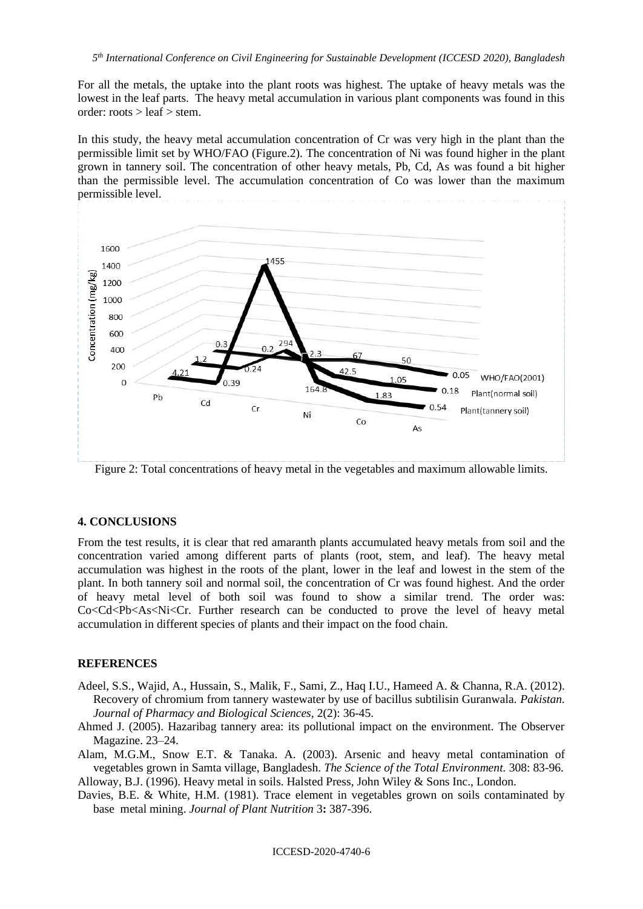For all the metals, the uptake into the plant roots was highest. The uptake of heavy metals was the lowest in the leaf parts. The heavy metal accumulation in various plant components was found in this order: roots > leaf > stem.

In this study, the heavy metal accumulation concentration of Cr was very high in the plant than the permissible limit set by WHO/FAO (Figure.2). The concentration of Ni was found higher in the plant grown in tannery soil. The concentration of other heavy metals, Pb, Cd, As was found a bit higher than the permissible level. The accumulation concentration of Co was lower than the maximum permissible level.

Figure 2: Total concentrations of heavy metal in the vegetables and maximum allowable limits.

## 4. CONCLUSIONS

From the test results, it is clear that red amaranth plants accumulated heavy metals from soil and the concentration varied among different parts of plants (root, stem, and leaf). The heavy metal accumulation was highest in the roots of the plant, lower in the leaf and lowest in the stem of the plant. In both tannery soil and normal soil, the concentration of Cr was found highest. And the order of heavy metal level of both soil was found to show a similar trend. The order was: Co<Cd<Pb<As<Ni<Cr. Further research can be conducted to prove the level of heavy metal accumulation in different species of plants and their impact on the food chain.

## REFERENCES

Adeel, S.S., Wajid, A., Hussain, S., Malik, F., Sami, Z., Haq I.U., Hameed A. & Channa, R.A. (2012). Recovery of chromium from tannery wastewater by use of bacillus subtilisin Guranwala. *Pakistan. Journal of Pharmacy and Biological Sciences*, 2(2): 36-45.

Ahmed J. (2005). Hazaribag tannery area: its pollutional impact on the environment. The Observer Magazine. 23–24.

Alam, M.G.M., Snow E.T. & Tanaka. A. (2003). Arsenic and heavy metal contamination of vegetables grown in Samta village, Bangladesh. *The Science of the Total Environment.* 308: 83-96.

Alloway, B.J. (1996). Heavy metal in soils. Halsted Press, John Wiley & Sons Inc., London.

Davies, B.E. & White, H.M. (1981). Trace element in vegetables grown on soils contaminated by base metal mining. *Journal of Plant Nutrition* 3**:** 387-396.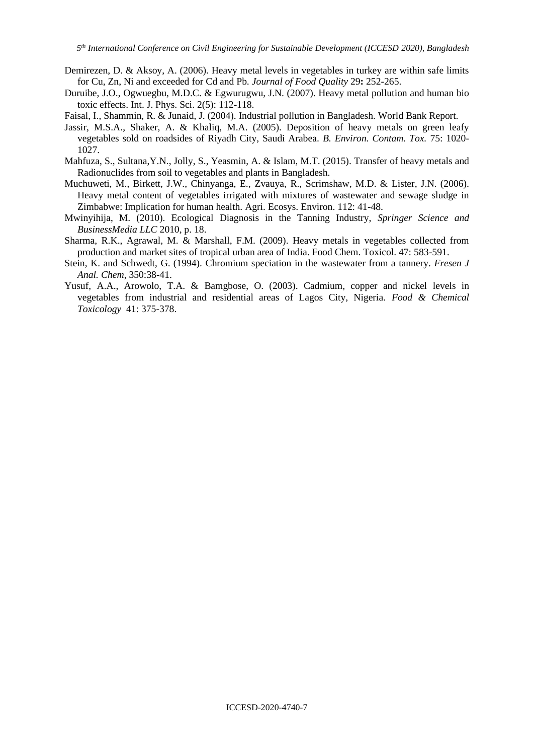Demirezen, D. & Aksoy, A. (2006). Heavy metal levels in vegetables in turkey are within safe limits for Cu, Zn, Ni and exceeded for Cd and Pb. *Journal of Food Quality* 29**:** 252-265.

Duruibe, J.O., Ogwuegbu, M.D.C. & Egwurugwu, J.N. (2007). Heavy metal pollution and human bio toxic effects. Int. J. Phys. Sci. 2(5): 112-118.

Faisal, I., Shammin, R. & Junaid, J. (2004). Industrial pollution in Bangladesh. World Bank Report.

Jassir, M.S.A., Shaker, A. & Khaliq, M.A. (2005). Deposition of heavy metals on green leafy vegetables sold on roadsides of Riyadh City, Saudi Arabea. *B. Environ. Contam. Tox.* 75: 1020-1027.

Mahfuza, S., Sultana,Y.N., Jolly, S., Yeasmin, A. & Islam, M.T. (2015). Transfer of heavy metals and Radionuclides from soil to vegetables and plants in Bangladesh.

Muchuweti, M., Birkett, J.W., Chinyanga, E., Zvauya, R., Scrimshaw, M.D. & Lister, J.N. (2006). Heavy metal content of vegetables irrigated with mixtures of wastewater and sewage sludge in Zimbabwe: Implication for human health. Agri. Ecosys. Environ. 112: 41-48.

Mwinyihija, M. (2010). Ecological Diagnosis in the Tanning Industry, *Springer Science and BusinessMedia LLC* 2010, p. 18.

Sharma, R.K., Agrawal, M. & Marshall, F.M. (2009). Heavy metals in vegetables collected from production and market sites of tropical urban area of India. Food Chem. Toxicol. 47: 583-591.

Stein, K. and Schwedt, G. (1994). Chromium speciation in the wastewater from a tannery. *Fresen J Anal. Chem*, 350:38-41.

Yusuf, A.A., Arowolo, T.A. & Bamgbose, O. (2003). Cadmium, copper and nickel levels in vegetables from industrial and residential areas of Lagos City, Nigeria. *Food & Chemical Toxicology* 41: 375-378.